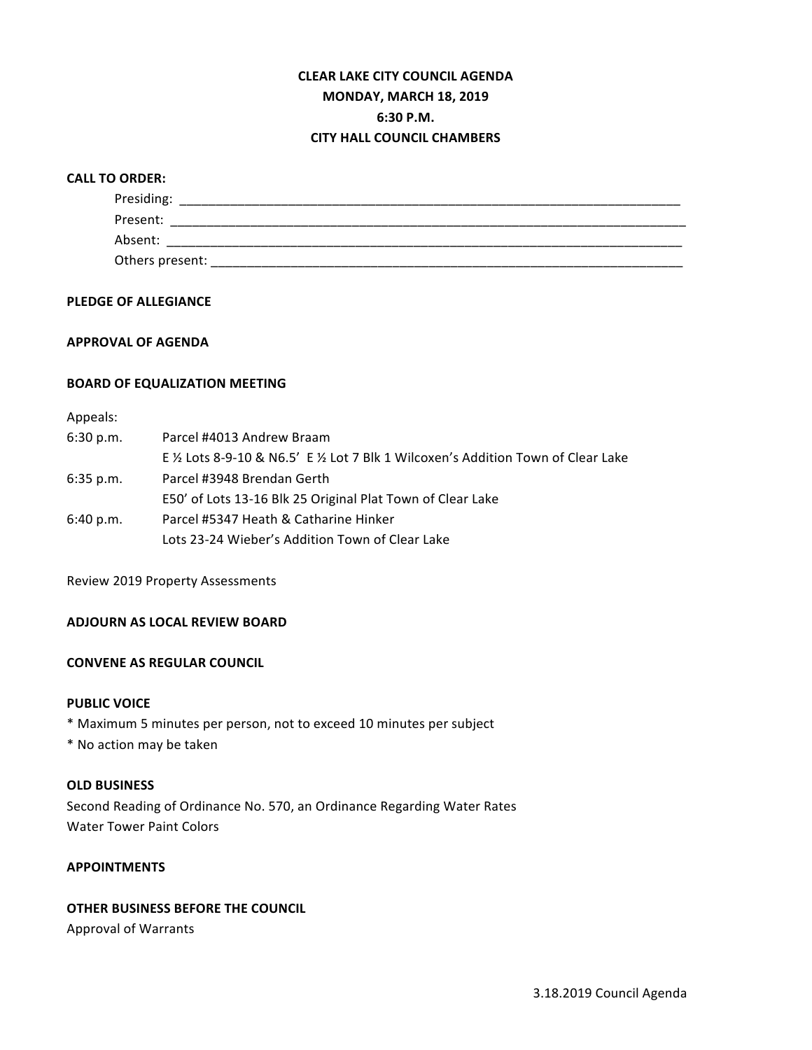**CLEAR LAKE CITY COUNCIL AGENDA**
**MONDAY, MARCH 18, 2019**
**6:30 P.M.**
**CITY HALL COUNCIL CHAMBERS**

**CALL TO ORDER:**

Presiding: ___________________________________________________________________

Present: ____________________________________________________________________

Absent: _____________________________________________________________________

Others present: ______________________________________________________________

**PLEDGE OF ALLEGIANCE**

**APPROVAL OF AGENDA**

**BOARD OF EQUALIZATION MEETING**

Appeals:

6:30 p.m. Parcel #4013 Andrew Braam
E ½ Lots 8-9-10 & N6.5' E ½ Lot 7 Blk 1 Wilcoxen's Addition Town of Clear Lake

6:35 p.m. Parcel #3948 Brendan Gerth
E50' of Lots 13-16 Blk 25 Original Plat Town of Clear Lake

6:40 p.m. Parcel #5347 Heath & Catharine Hinker
Lots 23-24 Wieber's Addition Town of Clear Lake

Review 2019 Property Assessments

**ADJOURN AS LOCAL REVIEW BOARD**

**CONVENE AS REGULAR COUNCIL**

**PUBLIC VOICE**

\* Maximum 5 minutes per person, not to exceed 10 minutes per subject
\* No action may be taken

**OLD BUSINESS**

Second Reading of Ordinance No. 570, an Ordinance Regarding Water Rates
Water Tower Paint Colors

**APPOINTMENTS**

**OTHER BUSINESS BEFORE THE COUNCIL**

Approval of Warrants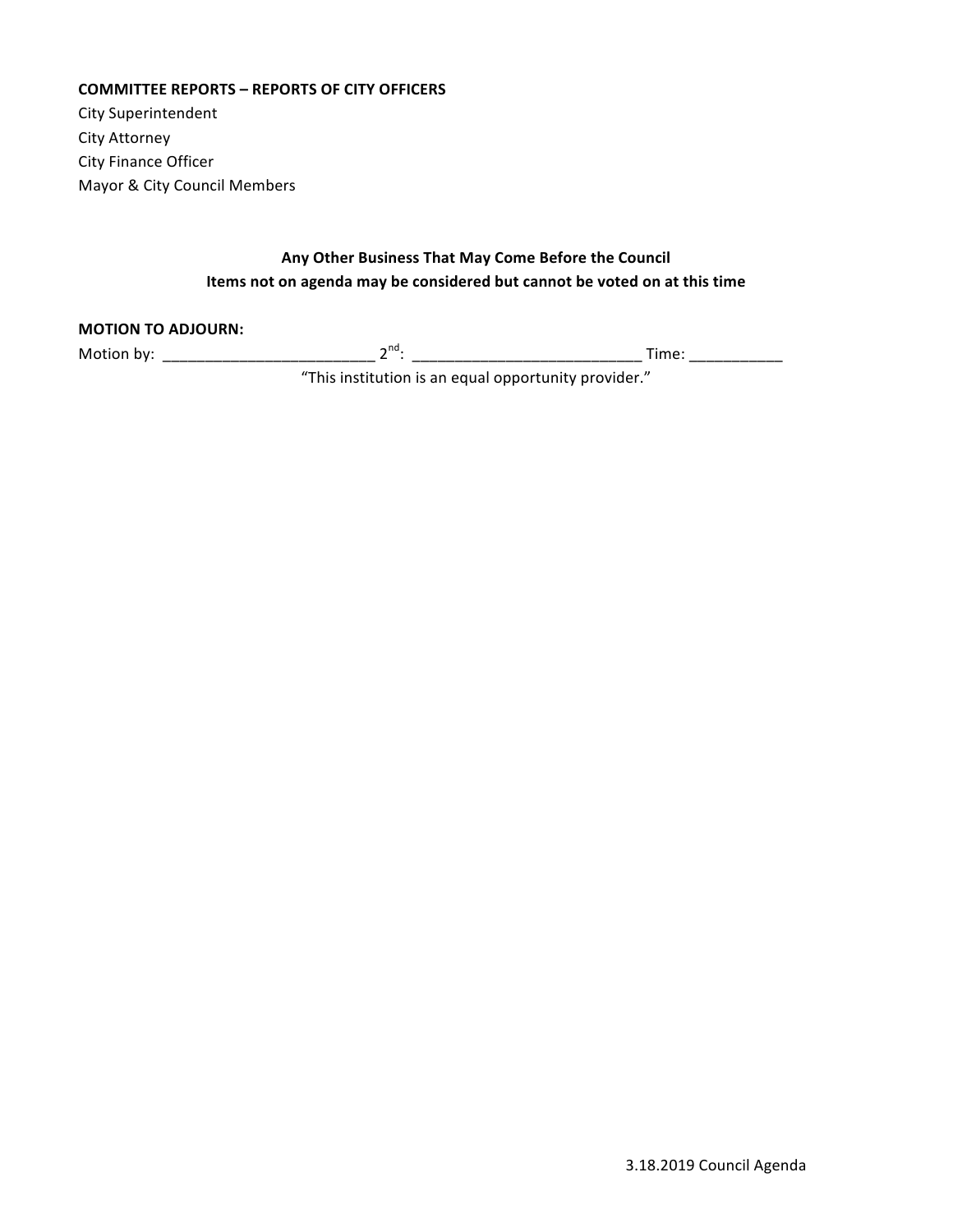**COMMITTEE REPORTS – REPORTS OF CITY OFFICERS**

City Superintendent

City Attorney

City Finance Officer

Mayor & City Council Members

**Any Other Business That May Come Before the Council**

**Items not on agenda may be considered but cannot be voted on at this time**

**MOTION TO ADJOURN:**

Motion by: _________________________ 2nd: ___________________________ Time: ___________

"This institution is an equal opportunity provider."

3.18.2019 Council Agenda